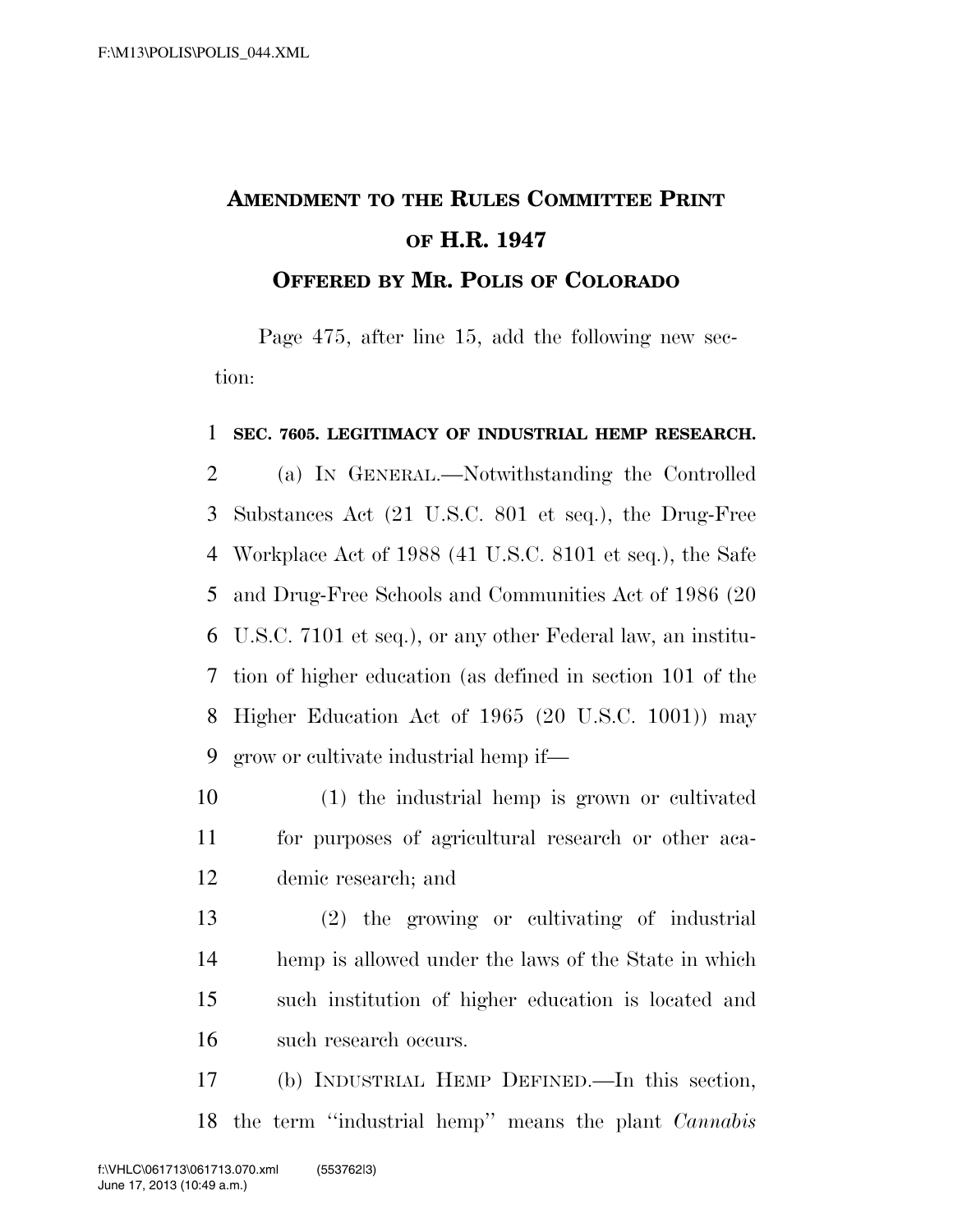# AMENDMENT TO THE RULES COMMITTEE PRINT OF H.R. 1947

## OFFERED BY MR. POLIS OF COLORADO

Page 475, after line 15, add the following new section:

**SEC. 7605. LEGITIMACY OF INDUSTRIAL HEMP RESEARCH.**

(a) IN GENERAL.—Notwithstanding the Controlled Substances Act (21 U.S.C. 801 et seq.), the Drug-Free Workplace Act of 1988 (41 U.S.C. 8101 et seq.), the Safe and Drug-Free Schools and Communities Act of 1986 (20 U.S.C. 7101 et seq.), or any other Federal law, an institution of higher education (as defined in section 101 of the Higher Education Act of 1965 (20 U.S.C. 1001)) may grow or cultivate industrial hemp if—

(1) the industrial hemp is grown or cultivated for purposes of agricultural research or other academic research; and

(2) the growing or cultivating of industrial hemp is allowed under the laws of the State in which such institution of higher education is located and such research occurs.

(b) INDUSTRIAL HEMP DEFINED.—In this section, the term "industrial hemp" means the plant *Cannabis*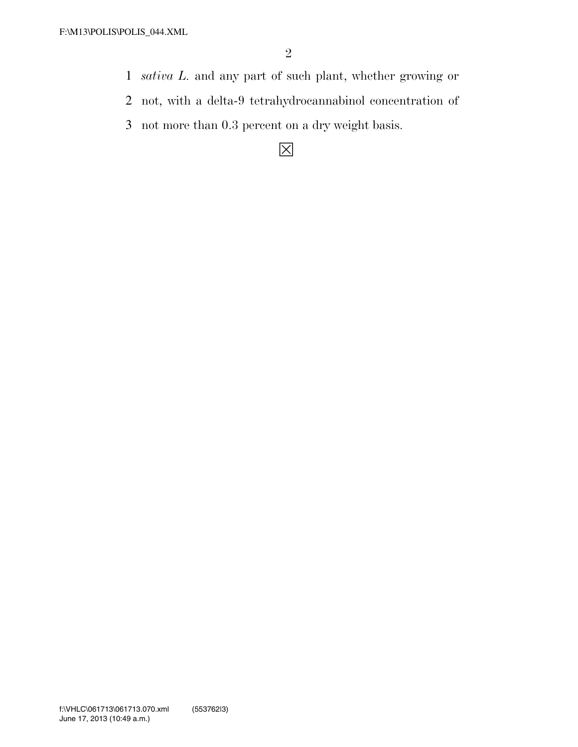*sativa L.* and any part of such plant, whether growing or not, with a delta-9 tetrahydrocannabinol concentration of not more than 0.3 percent on a dry weight basis.

☒